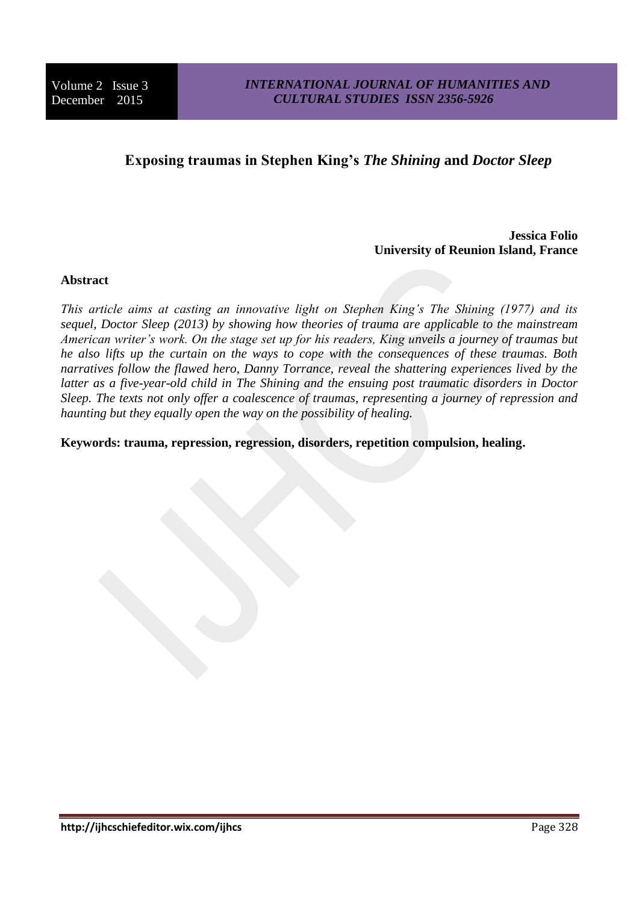# Exposing traumas in Stephen King's *The Shining* and *Doctor Sleep*

**Jessica Folio**
**University of Reunion Island, France**

## Abstract

*This article aims at casting an innovative light on Stephen King's The Shining (1977) and its sequel, Doctor Sleep (2013) by showing how theories of trauma are applicable to the mainstream American writer's work. On the stage set up for his readers, King unveils a journey of traumas but he also lifts up the curtain on the ways to cope with the consequences of these traumas. Both narratives follow the flawed hero, Danny Torrance, reveal the shattering experiences lived by the latter as a five-year-old child in The Shining and the ensuing post traumatic disorders in Doctor Sleep. The texts not only offer a coalescence of traumas, representing a journey of repression and haunting but they equally open the way on the possibility of healing.*

**Keywords: trauma, repression, regression, disorders, repetition compulsion, healing.**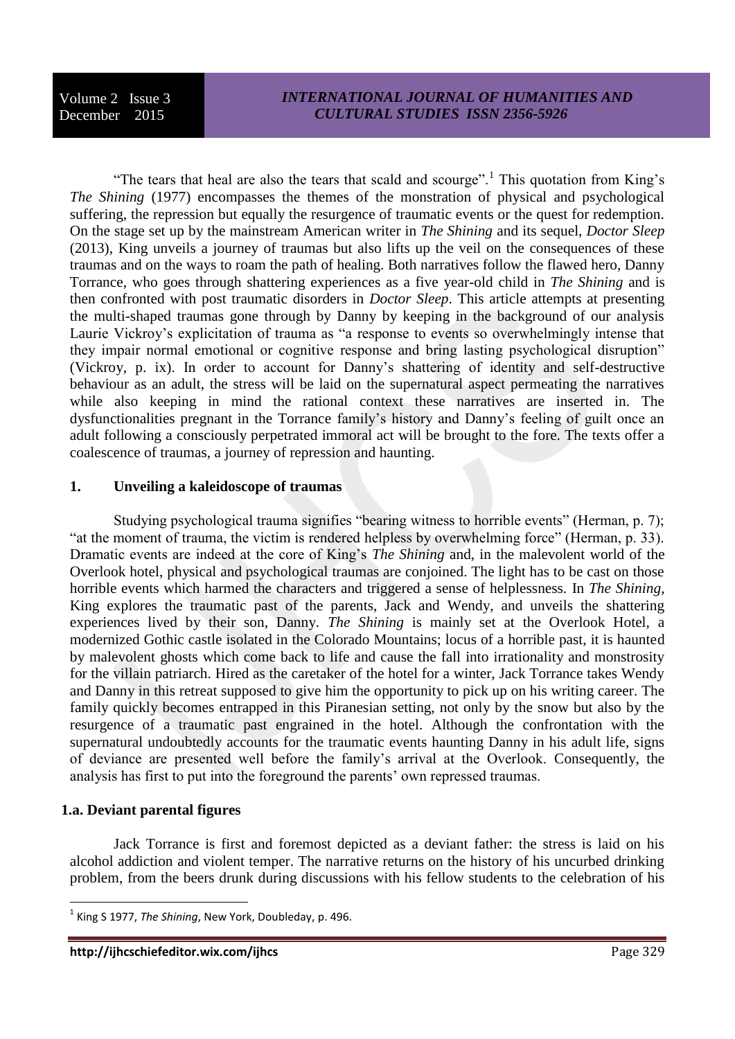"The tears that heal are also the tears that scald and scourge".[1] This quotation from King's *The Shining* (1977) encompasses the themes of the monstration of physical and psychological suffering, the repression but equally the resurgence of traumatic events or the quest for redemption. On the stage set up by the mainstream American writer in *The Shining* and its sequel, *Doctor Sleep* (2013), King unveils a journey of traumas but also lifts up the veil on the consequences of these traumas and on the ways to roam the path of healing. Both narratives follow the flawed hero, Danny Torrance, who goes through shattering experiences as a five year-old child in *The Shining* and is then confronted with post traumatic disorders in *Doctor Sleep*. This article attempts at presenting the multi-shaped traumas gone through by Danny by keeping in the background of our analysis Laurie Vickroy's explicitation of trauma as "a response to events so overwhelmingly intense that they impair normal emotional or cognitive response and bring lasting psychological disruption" (Vickroy, p. ix). In order to account for Danny's shattering of identity and self-destructive behaviour as an adult, the stress will be laid on the supernatural aspect permeating the narratives while also keeping in mind the rational context these narratives are inserted in. The dysfunctionalities pregnant in the Torrance family's history and Danny's feeling of guilt once an adult following a consciously perpetrated immoral act will be brought to the fore. The texts offer a coalescence of traumas, a journey of repression and haunting.

## 1. Unveiling a kaleidoscope of traumas

Studying psychological trauma signifies "bearing witness to horrible events" (Herman, p. 7); "at the moment of trauma, the victim is rendered helpless by overwhelming force" (Herman, p. 33). Dramatic events are indeed at the core of King's *The Shining* and, in the malevolent world of the Overlook hotel, physical and psychological traumas are conjoined. The light has to be cast on those horrible events which harmed the characters and triggered a sense of helplessness. In *The Shining*, King explores the traumatic past of the parents, Jack and Wendy, and unveils the shattering experiences lived by their son, Danny. *The Shining* is mainly set at the Overlook Hotel, a modernized Gothic castle isolated in the Colorado Mountains; locus of a horrible past, it is haunted by malevolent ghosts which come back to life and cause the fall into irrationality and monstrosity for the villain patriarch. Hired as the caretaker of the hotel for a winter, Jack Torrance takes Wendy and Danny in this retreat supposed to give him the opportunity to pick up on his writing career. The family quickly becomes entrapped in this Piranesian setting, not only by the snow but also by the resurgence of a traumatic past engrained in the hotel. Although the confrontation with the supernatural undoubtedly accounts for the traumatic events haunting Danny in his adult life, signs of deviance are presented well before the family's arrival at the Overlook. Consequently, the analysis has first to put into the foreground the parents' own repressed traumas.

### 1.a. Deviant parental figures

Jack Torrance is first and foremost depicted as a deviant father: the stress is laid on his alcohol addiction and violent temper. The narrative returns on the history of his uncurbed drinking problem, from the beers drunk during discussions with his fellow students to the celebration of his

---

[1] King S 1977, *The Shining*, New York, Doubleday, p. 496.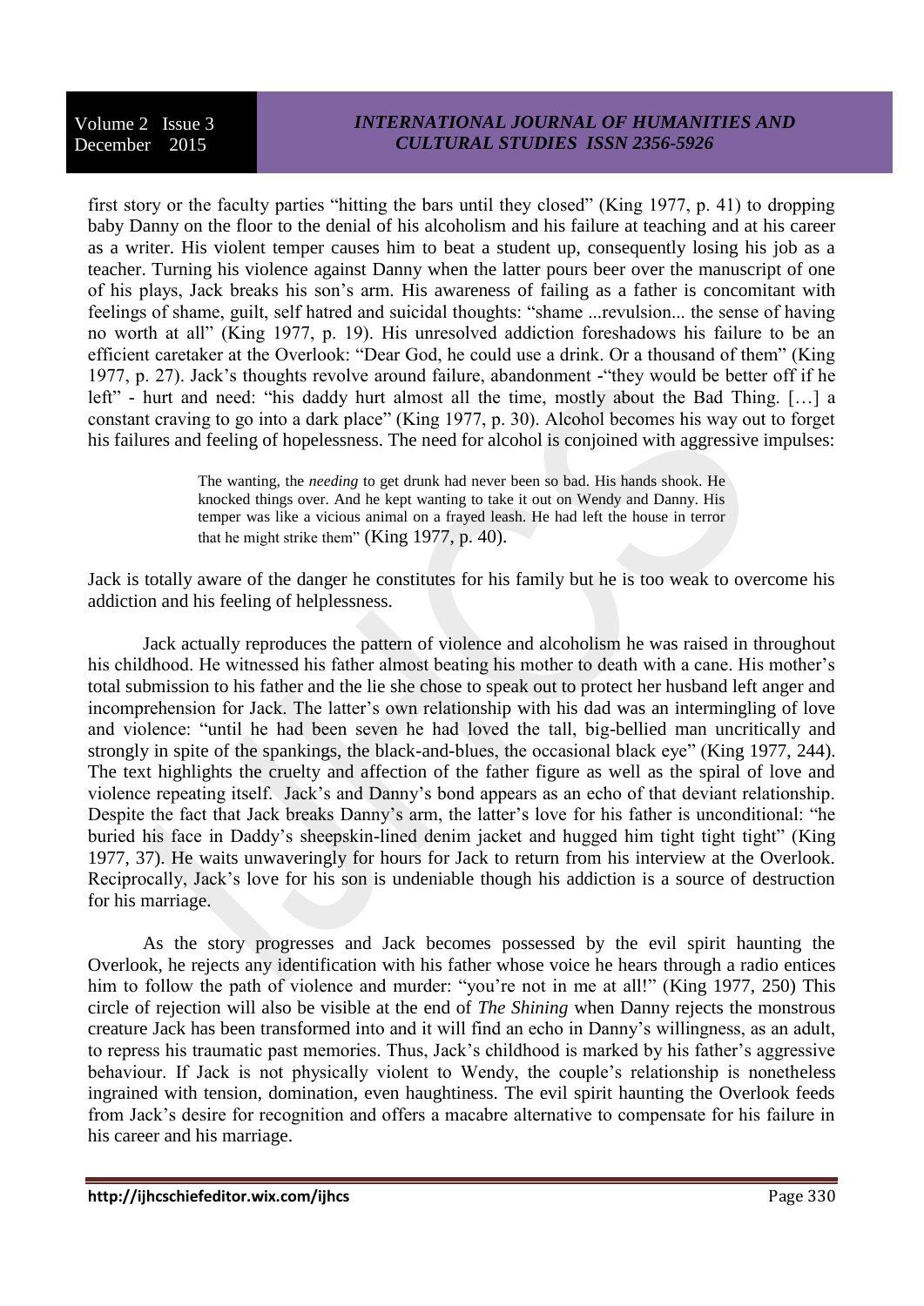first story or the faculty parties "hitting the bars until they closed" (King 1977, p. 41) to dropping baby Danny on the floor to the denial of his alcoholism and his failure at teaching and at his career as a writer. His violent temper causes him to beat a student up, consequently losing his job as a teacher. Turning his violence against Danny when the latter pours beer over the manuscript of one of his plays, Jack breaks his son's arm. His awareness of failing as a father is concomitant with feelings of shame, guilt, self hatred and suicidal thoughts: "shame ...revulsion... the sense of having no worth at all" (King 1977, p. 19). His unresolved addiction foreshadows his failure to be an efficient caretaker at the Overlook: "Dear God, he could use a drink. Or a thousand of them" (King 1977, p. 27). Jack's thoughts revolve around failure, abandonment -"they would be better off if he left" - hurt and need: "his daddy hurt almost all the time, mostly about the Bad Thing. […] a constant craving to go into a dark place" (King 1977, p. 30). Alcohol becomes his way out to forget his failures and feeling of hopelessness. The need for alcohol is conjoined with aggressive impulses:

> The wanting, the *needing* to get drunk had never been so bad. His hands shook. He knocked things over. And he kept wanting to take it out on Wendy and Danny. His temper was like a vicious animal on a frayed leash. He had left the house in terror that he might strike them" (King 1977, p. 40).

Jack is totally aware of the danger he constitutes for his family but he is too weak to overcome his addiction and his feeling of helplessness.

Jack actually reproduces the pattern of violence and alcoholism he was raised in throughout his childhood. He witnessed his father almost beating his mother to death with a cane. His mother's total submission to his father and the lie she chose to speak out to protect her husband left anger and incomprehension for Jack. The latter's own relationship with his dad was an intermingling of love and violence: "until he had been seven he had loved the tall, big-bellied man uncritically and strongly in spite of the spankings, the black-and-blues, the occasional black eye" (King 1977, 244). The text highlights the cruelty and affection of the father figure as well as the spiral of love and violence repeating itself. Jack's and Danny's bond appears as an echo of that deviant relationship. Despite the fact that Jack breaks Danny's arm, the latter's love for his father is unconditional: "he buried his face in Daddy's sheepskin-lined denim jacket and hugged him tight tight tight" (King 1977, 37). He waits unwaveringly for hours for Jack to return from his interview at the Overlook. Reciprocally, Jack's love for his son is undeniable though his addiction is a source of destruction for his marriage.

As the story progresses and Jack becomes possessed by the evil spirit haunting the Overlook, he rejects any identification with his father whose voice he hears through a radio entices him to follow the path of violence and murder: "you're not in me at all!" (King 1977, 250) This circle of rejection will also be visible at the end of *The Shining* when Danny rejects the monstrous creature Jack has been transformed into and it will find an echo in Danny's willingness, as an adult, to repress his traumatic past memories. Thus, Jack's childhood is marked by his father's aggressive behaviour. If Jack is not physically violent to Wendy, the couple's relationship is nonetheless ingrained with tension, domination, even haughtiness. The evil spirit haunting the Overlook feeds from Jack's desire for recognition and offers a macabre alternative to compensate for his failure in his career and his marriage.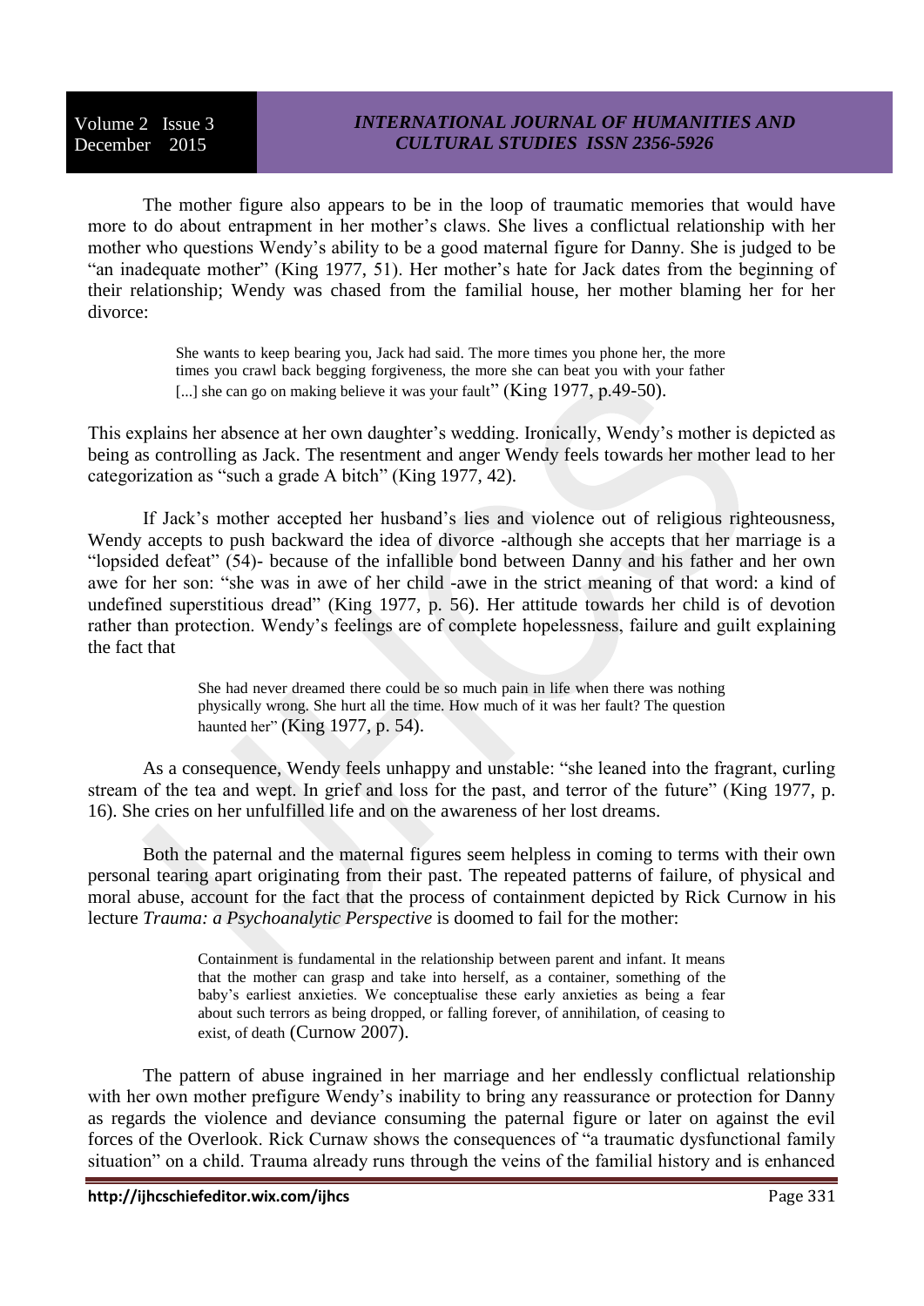The mother figure also appears to be in the loop of traumatic memories that would have more to do about entrapment in her mother's claws. She lives a conflictual relationship with her mother who questions Wendy's ability to be a good maternal figure for Danny. She is judged to be "an inadequate mother" (King 1977, 51). Her mother's hate for Jack dates from the beginning of their relationship; Wendy was chased from the familial house, her mother blaming her for her divorce:

> She wants to keep bearing you, Jack had said. The more times you phone her, the more times you crawl back begging forgiveness, the more she can beat you with your father [...] she can go on making believe it was your fault" (King 1977, p.49-50).

This explains her absence at her own daughter's wedding. Ironically, Wendy's mother is depicted as being as controlling as Jack. The resentment and anger Wendy feels towards her mother lead to her categorization as "such a grade A bitch" (King 1977, 42).

If Jack's mother accepted her husband's lies and violence out of religious righteousness, Wendy accepts to push backward the idea of divorce -although she accepts that her marriage is a "lopsided defeat" (54)- because of the infallible bond between Danny and his father and her own awe for her son: "she was in awe of her child -awe in the strict meaning of that word: a kind of undefined superstitious dread" (King 1977, p. 56). Her attitude towards her child is of devotion rather than protection. Wendy's feelings are of complete hopelessness, failure and guilt explaining the fact that

> She had never dreamed there could be so much pain in life when there was nothing physically wrong. She hurt all the time. How much of it was her fault? The question haunted her" (King 1977, p. 54).

As a consequence, Wendy feels unhappy and unstable: "she leaned into the fragrant, curling stream of the tea and wept. In grief and loss for the past, and terror of the future" (King 1977, p. 16). She cries on her unfulfilled life and on the awareness of her lost dreams.

Both the paternal and the maternal figures seem helpless in coming to terms with their own personal tearing apart originating from their past. The repeated patterns of failure, of physical and moral abuse, account for the fact that the process of containment depicted by Rick Curnow in his lecture *Trauma: a Psychoanalytic Perspective* is doomed to fail for the mother:

> Containment is fundamental in the relationship between parent and infant. It means that the mother can grasp and take into herself, as a container, something of the baby's earliest anxieties. We conceptualise these early anxieties as being a fear about such terrors as being dropped, or falling forever, of annihilation, of ceasing to exist, of death (Curnow 2007).

The pattern of abuse ingrained in her marriage and her endlessly conflictual relationship with her own mother prefigure Wendy's inability to bring any reassurance or protection for Danny as regards the violence and deviance consuming the paternal figure or later on against the evil forces of the Overlook. Rick Curnaw shows the consequences of "a traumatic dysfunctional family situation" on a child. Trauma already runs through the veins of the familial history and is enhanced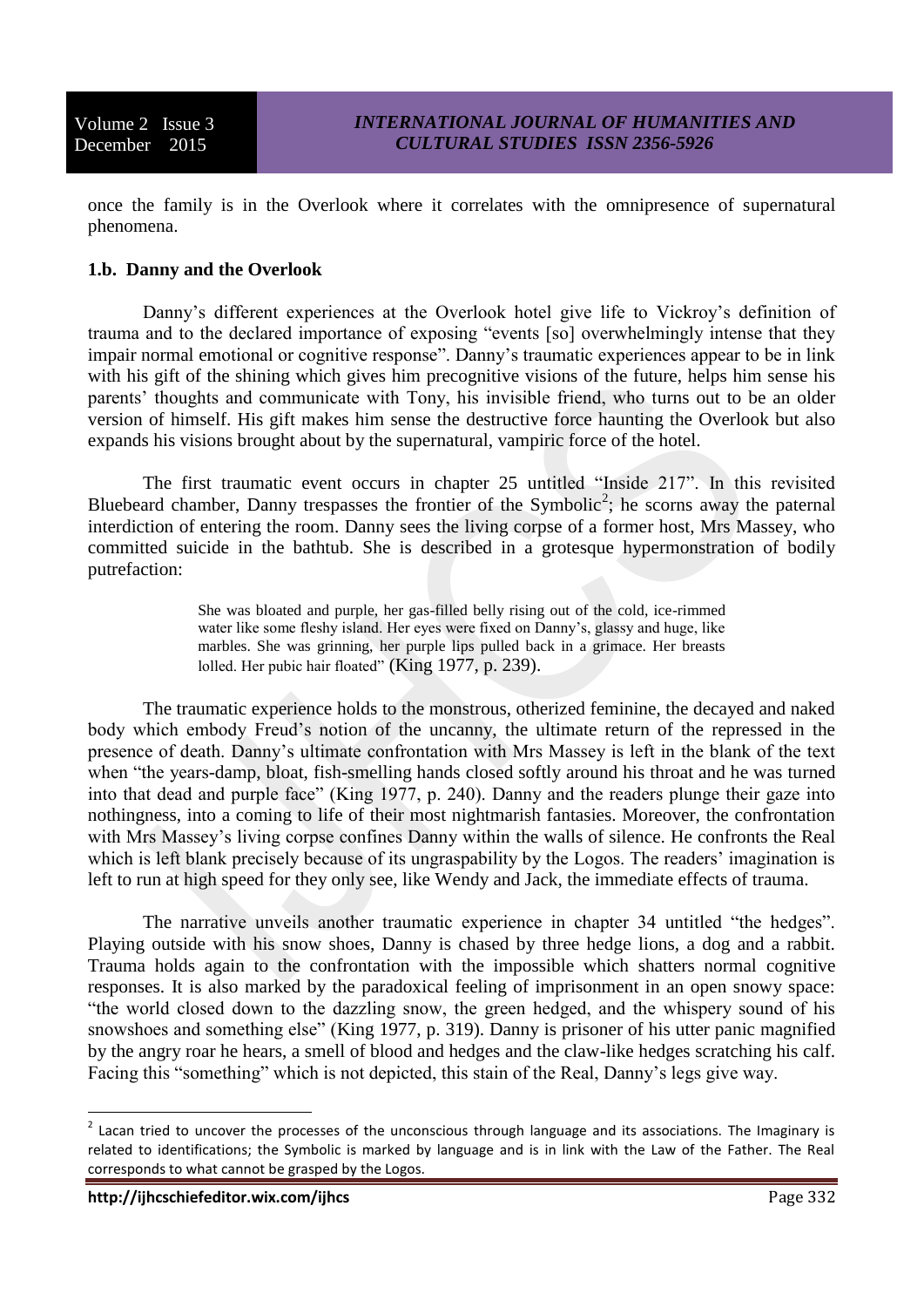once the family is in the Overlook where it correlates with the omnipresence of supernatural phenomena.

### 1.b. Danny and the Overlook

Danny's different experiences at the Overlook hotel give life to Vickroy's definition of trauma and to the declared importance of exposing "events [so] overwhelmingly intense that they impair normal emotional or cognitive response". Danny's traumatic experiences appear to be in link with his gift of the shining which gives him precognitive visions of the future, helps him sense his parents' thoughts and communicate with Tony, his invisible friend, who turns out to be an older version of himself. His gift makes him sense the destructive force haunting the Overlook but also expands his visions brought about by the supernatural, vampiric force of the hotel.

The first traumatic event occurs in chapter 25 untitled "Inside 217". In this revisited Bluebeard chamber, Danny trespasses the frontier of the Symbolic[2]; he scorns away the paternal interdiction of entering the room. Danny sees the living corpse of a former host, Mrs Massey, who committed suicide in the bathtub. She is described in a grotesque hypermonstration of bodily putrefaction:

> She was bloated and purple, her gas-filled belly rising out of the cold, ice-rimmed water like some fleshy island. Her eyes were fixed on Danny's, glassy and huge, like marbles. She was grinning, her purple lips pulled back in a grimace. Her breasts lolled. Her pubic hair floated" (King 1977, p. 239).

The traumatic experience holds to the monstrous, otherized feminine, the decayed and naked body which embody Freud's notion of the uncanny, the ultimate return of the repressed in the presence of death. Danny's ultimate confrontation with Mrs Massey is left in the blank of the text when "the years-damp, bloat, fish-smelling hands closed softly around his throat and he was turned into that dead and purple face" (King 1977, p. 240). Danny and the readers plunge their gaze into nothingness, into a coming to life of their most nightmarish fantasies. Moreover, the confrontation with Mrs Massey's living corpse confines Danny within the walls of silence. He confronts the Real which is left blank precisely because of its ungraspability by the Logos. The readers' imagination is left to run at high speed for they only see, like Wendy and Jack, the immediate effects of trauma.

The narrative unveils another traumatic experience in chapter 34 untitled "the hedges". Playing outside with his snow shoes, Danny is chased by three hedge lions, a dog and a rabbit. Trauma holds again to the confrontation with the impossible which shatters normal cognitive responses. It is also marked by the paradoxical feeling of imprisonment in an open snowy space: "the world closed down to the dazzling snow, the green hedged, and the whispery sound of his snowshoes and something else" (King 1977, p. 319). Danny is prisoner of his utter panic magnified by the angry roar he hears, a smell of blood and hedges and the claw-like hedges scratching his calf. Facing this "something" which is not depicted, this stain of the Real, Danny's legs give way.

---

[2] Lacan tried to uncover the processes of the unconscious through language and its associations. The Imaginary is related to identifications; the Symbolic is marked by language and is in link with the Law of the Father. The Real corresponds to what cannot be grasped by the Logos.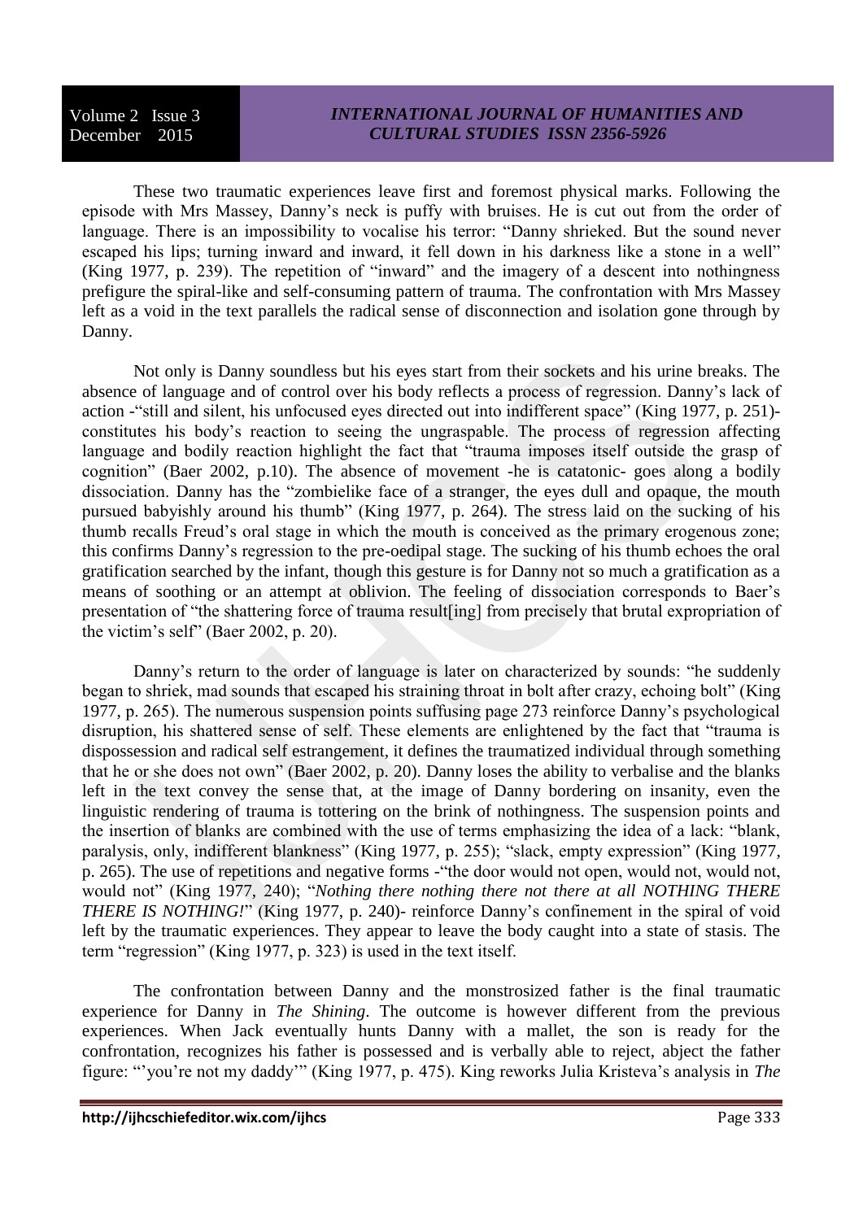These two traumatic experiences leave first and foremost physical marks. Following the episode with Mrs Massey, Danny's neck is puffy with bruises. He is cut out from the order of language. There is an impossibility to vocalise his terror: "Danny shrieked. But the sound never escaped his lips; turning inward and inward, it fell down in his darkness like a stone in a well" (King 1977, p. 239). The repetition of "inward" and the imagery of a descent into nothingness prefigure the spiral-like and self-consuming pattern of trauma. The confrontation with Mrs Massey left as a void in the text parallels the radical sense of disconnection and isolation gone through by Danny.

Not only is Danny soundless but his eyes start from their sockets and his urine breaks. The absence of language and of control over his body reflects a process of regression. Danny's lack of action -"still and silent, his unfocused eyes directed out into indifferent space" (King 1977, p. 251)- constitutes his body's reaction to seeing the ungraspable. The process of regression affecting language and bodily reaction highlight the fact that "trauma imposes itself outside the grasp of cognition" (Baer 2002, p.10). The absence of movement -he is catatonic- goes along a bodily dissociation. Danny has the "zombielike face of a stranger, the eyes dull and opaque, the mouth pursued babyishly around his thumb" (King 1977, p. 264). The stress laid on the sucking of his thumb recalls Freud's oral stage in which the mouth is conceived as the primary erogenous zone; this confirms Danny's regression to the pre-oedipal stage. The sucking of his thumb echoes the oral gratification searched by the infant, though this gesture is for Danny not so much a gratification as a means of soothing or an attempt at oblivion. The feeling of dissociation corresponds to Baer's presentation of "the shattering force of trauma result[ing] from precisely that brutal expropriation of the victim's self" (Baer 2002, p. 20).

Danny's return to the order of language is later on characterized by sounds: "he suddenly began to shriek, mad sounds that escaped his straining throat in bolt after crazy, echoing bolt" (King 1977, p. 265). The numerous suspension points suffusing page 273 reinforce Danny's psychological disruption, his shattered sense of self. These elements are enlightened by the fact that "trauma is dispossession and radical self estrangement, it defines the traumatized individual through something that he or she does not own" (Baer 2002, p. 20). Danny loses the ability to verbalise and the blanks left in the text convey the sense that, at the image of Danny bordering on insanity, even the linguistic rendering of trauma is tottering on the brink of nothingness. The suspension points and the insertion of blanks are combined with the use of terms emphasizing the idea of a lack: "blank, paralysis, only, indifferent blankness" (King 1977, p. 255); "slack, empty expression" (King 1977, p. 265). The use of repetitions and negative forms -"the door would not open, would not, would not, would not" (King 1977, 240); "*Nothing there nothing there not there at all NOTHING THERE THERE IS NOTHING!*" (King 1977, p. 240)- reinforce Danny's confinement in the spiral of void left by the traumatic experiences. They appear to leave the body caught into a state of stasis. The term "regression" (King 1977, p. 323) is used in the text itself.

The confrontation between Danny and the monstrosized father is the final traumatic experience for Danny in *The Shining*. The outcome is however different from the previous experiences. When Jack eventually hunts Danny with a mallet, the son is ready for the confrontation, recognizes his father is possessed and is verbally able to reject, abject the father figure: "'you're not my daddy'" (King 1977, p. 475). King reworks Julia Kristeva's analysis in *The*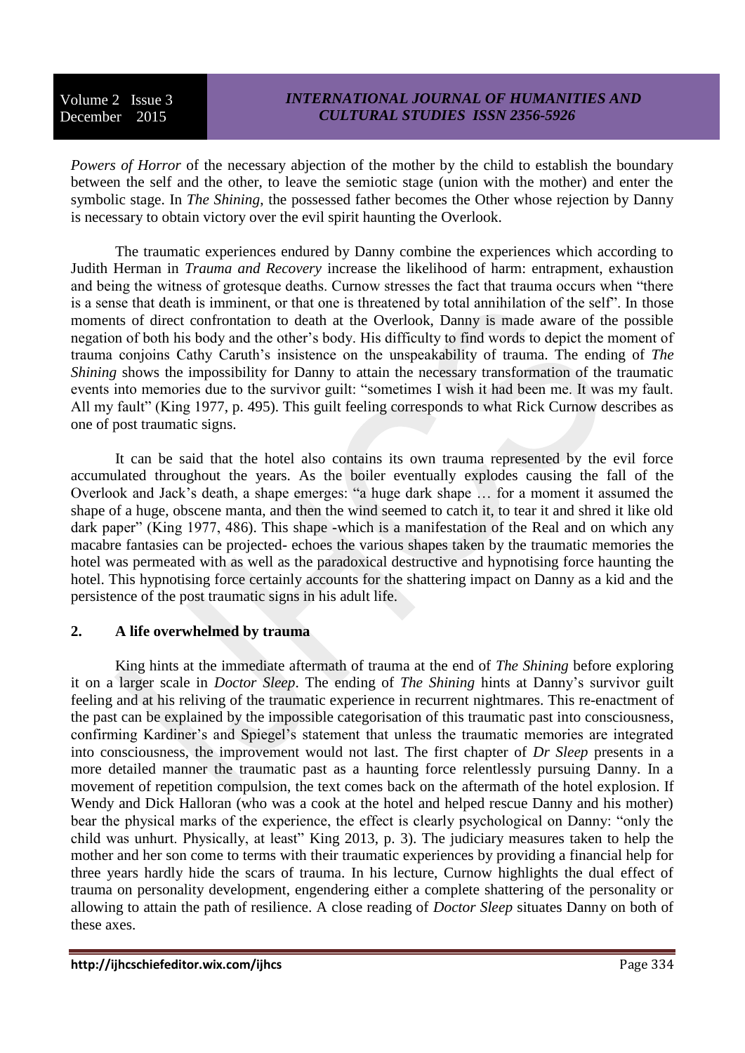*Powers of Horror* of the necessary abjection of the mother by the child to establish the boundary between the self and the other, to leave the semiotic stage (union with the mother) and enter the symbolic stage. In *The Shining*, the possessed father becomes the Other whose rejection by Danny is necessary to obtain victory over the evil spirit haunting the Overlook.

The traumatic experiences endured by Danny combine the experiences which according to Judith Herman in *Trauma and Recovery* increase the likelihood of harm: entrapment, exhaustion and being the witness of grotesque deaths. Curnow stresses the fact that trauma occurs when "there is a sense that death is imminent, or that one is threatened by total annihilation of the self". In those moments of direct confrontation to death at the Overlook, Danny is made aware of the possible negation of both his body and the other's body. His difficulty to find words to depict the moment of trauma conjoins Cathy Caruth's insistence on the unspeakability of trauma. The ending of *The Shining* shows the impossibility for Danny to attain the necessary transformation of the traumatic events into memories due to the survivor guilt: "sometimes I wish it had been me. It was my fault. All my fault" (King 1977, p. 495). This guilt feeling corresponds to what Rick Curnow describes as one of post traumatic signs.

It can be said that the hotel also contains its own trauma represented by the evil force accumulated throughout the years. As the boiler eventually explodes causing the fall of the Overlook and Jack's death, a shape emerges: "a huge dark shape … for a moment it assumed the shape of a huge, obscene manta, and then the wind seemed to catch it, to tear it and shred it like old dark paper" (King 1977, 486). This shape -which is a manifestation of the Real and on which any macabre fantasies can be projected- echoes the various shapes taken by the traumatic memories the hotel was permeated with as well as the paradoxical destructive and hypnotising force haunting the hotel. This hypnotising force certainly accounts for the shattering impact on Danny as a kid and the persistence of the post traumatic signs in his adult life.

## 2. A life overwhelmed by trauma

King hints at the immediate aftermath of trauma at the end of *The Shining* before exploring it on a larger scale in *Doctor Sleep*. The ending of *The Shining* hints at Danny's survivor guilt feeling and at his reliving of the traumatic experience in recurrent nightmares. This re-enactment of the past can be explained by the impossible categorisation of this traumatic past into consciousness, confirming Kardiner's and Spiegel's statement that unless the traumatic memories are integrated into consciousness, the improvement would not last. The first chapter of *Dr Sleep* presents in a more detailed manner the traumatic past as a haunting force relentlessly pursuing Danny. In a movement of repetition compulsion, the text comes back on the aftermath of the hotel explosion. If Wendy and Dick Halloran (who was a cook at the hotel and helped rescue Danny and his mother) bear the physical marks of the experience, the effect is clearly psychological on Danny: "only the child was unhurt. Physically, at least" King 2013, p. 3). The judiciary measures taken to help the mother and her son come to terms with their traumatic experiences by providing a financial help for three years hardly hide the scars of trauma. In his lecture, Curnow highlights the dual effect of trauma on personality development, engendering either a complete shattering of the personality or allowing to attain the path of resilience. A close reading of *Doctor Sleep* situates Danny on both of these axes.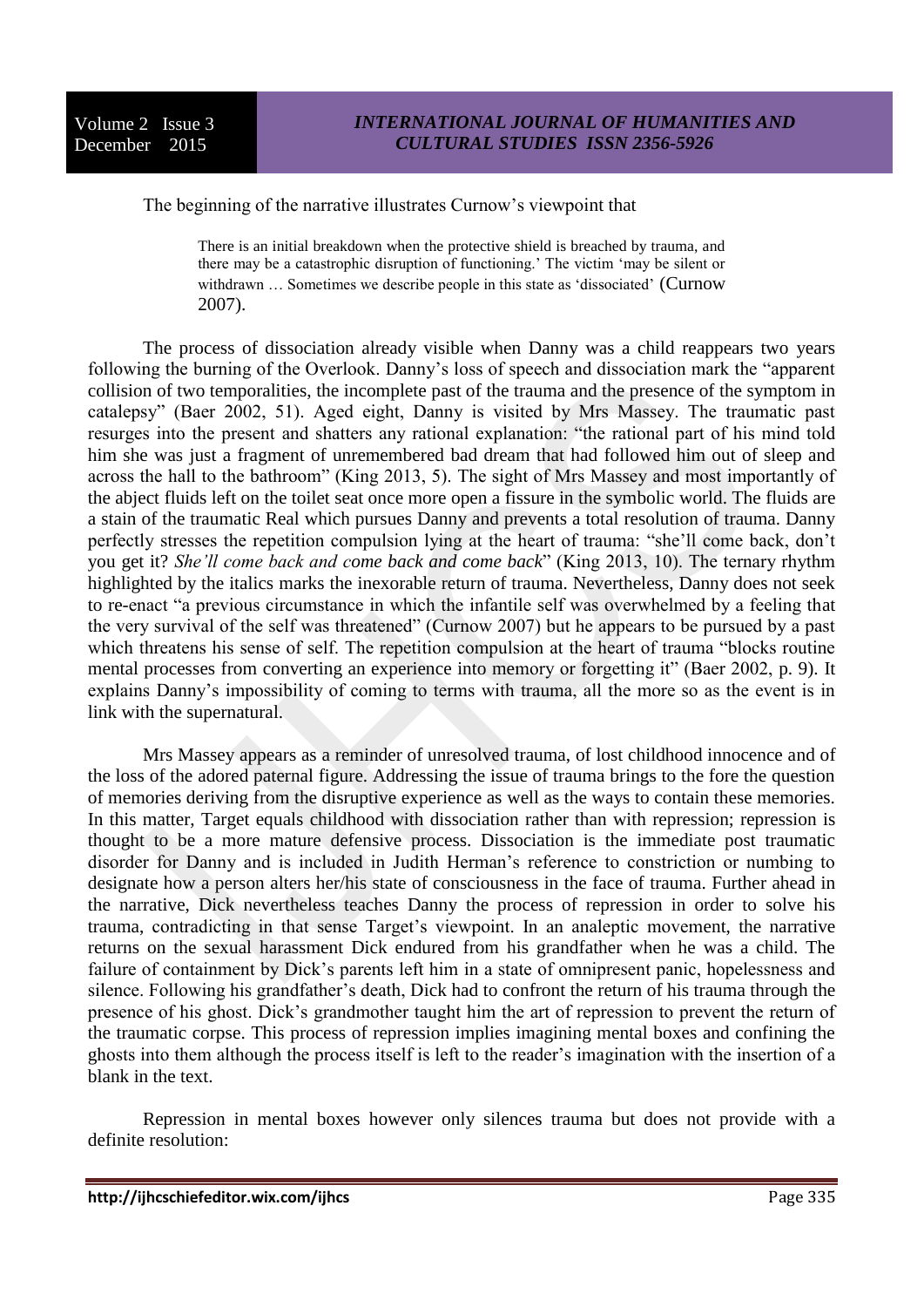The beginning of the narrative illustrates Curnow's viewpoint that

> There is an initial breakdown when the protective shield is breached by trauma, and there may be a catastrophic disruption of functioning.' The victim 'may be silent or withdrawn … Sometimes we describe people in this state as 'dissociated' (Curnow 2007).

The process of dissociation already visible when Danny was a child reappears two years following the burning of the Overlook. Danny's loss of speech and dissociation mark the "apparent collision of two temporalities, the incomplete past of the trauma and the presence of the symptom in catalepsy" (Baer 2002, 51). Aged eight, Danny is visited by Mrs Massey. The traumatic past resurges into the present and shatters any rational explanation: "the rational part of his mind told him she was just a fragment of unremembered bad dream that had followed him out of sleep and across the hall to the bathroom" (King 2013, 5). The sight of Mrs Massey and most importantly of the abject fluids left on the toilet seat once more open a fissure in the symbolic world. The fluids are a stain of the traumatic Real which pursues Danny and prevents a total resolution of trauma. Danny perfectly stresses the repetition compulsion lying at the heart of trauma: "she'll come back, don't you get it? *She'll come back and come back and come back*" (King 2013, 10). The ternary rhythm highlighted by the italics marks the inexorable return of trauma. Nevertheless, Danny does not seek to re-enact "a previous circumstance in which the infantile self was overwhelmed by a feeling that the very survival of the self was threatened" (Curnow 2007) but he appears to be pursued by a past which threatens his sense of self. The repetition compulsion at the heart of trauma "blocks routine mental processes from converting an experience into memory or forgetting it" (Baer 2002, p. 9). It explains Danny's impossibility of coming to terms with trauma, all the more so as the event is in link with the supernatural.

Mrs Massey appears as a reminder of unresolved trauma, of lost childhood innocence and of the loss of the adored paternal figure. Addressing the issue of trauma brings to the fore the question of memories deriving from the disruptive experience as well as the ways to contain these memories. In this matter, Target equals childhood with dissociation rather than with repression; repression is thought to be a more mature defensive process. Dissociation is the immediate post traumatic disorder for Danny and is included in Judith Herman's reference to constriction or numbing to designate how a person alters her/his state of consciousness in the face of trauma. Further ahead in the narrative, Dick nevertheless teaches Danny the process of repression in order to solve his trauma, contradicting in that sense Target's viewpoint. In an analeptic movement, the narrative returns on the sexual harassment Dick endured from his grandfather when he was a child. The failure of containment by Dick's parents left him in a state of omnipresent panic, hopelessness and silence. Following his grandfather's death, Dick had to confront the return of his trauma through the presence of his ghost. Dick's grandmother taught him the art of repression to prevent the return of the traumatic corpse. This process of repression implies imagining mental boxes and confining the ghosts into them although the process itself is left to the reader's imagination with the insertion of a blank in the text.

Repression in mental boxes however only silences trauma but does not provide with a definite resolution: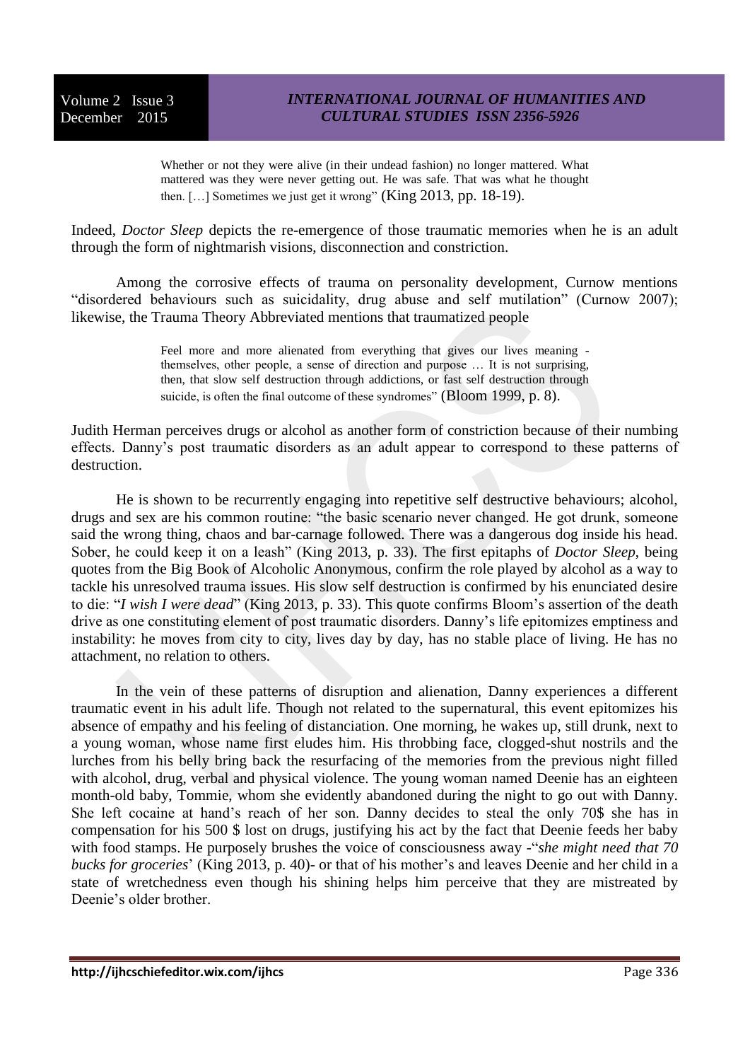> Whether or not they were alive (in their undead fashion) no longer mattered. What mattered was they were never getting out. He was safe. That was what he thought then. […] Sometimes we just get it wrong" (King 2013, pp. 18-19).

Indeed, *Doctor Sleep* depicts the re-emergence of those traumatic memories when he is an adult through the form of nightmarish visions, disconnection and constriction.

Among the corrosive effects of trauma on personality development, Curnow mentions "disordered behaviours such as suicidality, drug abuse and self mutilation" (Curnow 2007); likewise, the Trauma Theory Abbreviated mentions that traumatized people

> Feel more and more alienated from everything that gives our lives meaning - themselves, other people, a sense of direction and purpose … It is not surprising, then, that slow self destruction through addictions, or fast self destruction through suicide, is often the final outcome of these syndromes" (Bloom 1999, p. 8).

Judith Herman perceives drugs or alcohol as another form of constriction because of their numbing effects. Danny's post traumatic disorders as an adult appear to correspond to these patterns of destruction.

He is shown to be recurrently engaging into repetitive self destructive behaviours; alcohol, drugs and sex are his common routine: "the basic scenario never changed. He got drunk, someone said the wrong thing, chaos and bar-carnage followed. There was a dangerous dog inside his head. Sober, he could keep it on a leash" (King 2013, p. 33). The first epitaphs of *Doctor Sleep*, being quotes from the Big Book of Alcoholic Anonymous, confirm the role played by alcohol as a way to tackle his unresolved trauma issues. His slow self destruction is confirmed by his enunciated desire to die: "*I wish I were dead*" (King 2013, p. 33). This quote confirms Bloom's assertion of the death drive as one constituting element of post traumatic disorders. Danny's life epitomizes emptiness and instability: he moves from city to city, lives day by day, has no stable place of living. He has no attachment, no relation to others.

In the vein of these patterns of disruption and alienation, Danny experiences a different traumatic event in his adult life. Though not related to the supernatural, this event epitomizes his absence of empathy and his feeling of distanciation. One morning, he wakes up, still drunk, next to a young woman, whose name first eludes him. His throbbing face, clogged-shut nostrils and the lurches from his belly bring back the resurfacing of the memories from the previous night filled with alcohol, drug, verbal and physical violence. The young woman named Deenie has an eighteen month-old baby, Tommie, whom she evidently abandoned during the night to go out with Danny. She left cocaine at hand's reach of her son. Danny decides to steal the only 70$ she has in compensation for his 500 $ lost on drugs, justifying his act by the fact that Deenie feeds her baby with food stamps. He purposely brushes the voice of consciousness away -"*she might need that 70 bucks for groceries*' (King 2013, p. 40)- or that of his mother's and leaves Deenie and her child in a state of wretchedness even though his shining helps him perceive that they are mistreated by Deenie's older brother.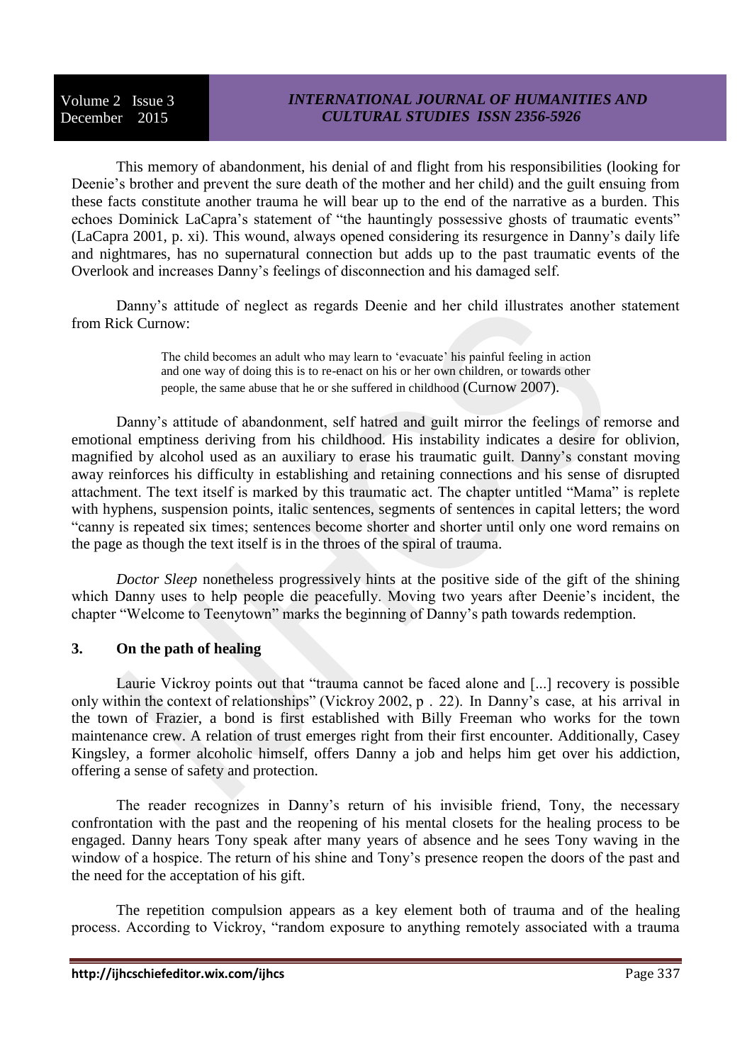This memory of abandonment, his denial of and flight from his responsibilities (looking for Deenie's brother and prevent the sure death of the mother and her child) and the guilt ensuing from these facts constitute another trauma he will bear up to the end of the narrative as a burden. This echoes Dominick LaCapra's statement of "the hauntingly possessive ghosts of traumatic events" (LaCapra 2001, p. xi). This wound, always opened considering its resurgence in Danny's daily life and nightmares, has no supernatural connection but adds up to the past traumatic events of the Overlook and increases Danny's feelings of disconnection and his damaged self.

Danny's attitude of neglect as regards Deenie and her child illustrates another statement from Rick Curnow:

> The child becomes an adult who may learn to 'evacuate' his painful feeling in action and one way of doing this is to re-enact on his or her own children, or towards other people, the same abuse that he or she suffered in childhood (Curnow 2007).

Danny's attitude of abandonment, self hatred and guilt mirror the feelings of remorse and emotional emptiness deriving from his childhood. His instability indicates a desire for oblivion, magnified by alcohol used as an auxiliary to erase his traumatic guilt. Danny's constant moving away reinforces his difficulty in establishing and retaining connections and his sense of disrupted attachment. The text itself is marked by this traumatic act. The chapter untitled "Mama" is replete with hyphens, suspension points, italic sentences, segments of sentences in capital letters; the word "canny is repeated six times; sentences become shorter and shorter until only one word remains on the page as though the text itself is in the throes of the spiral of trauma.

*Doctor Sleep* nonetheless progressively hints at the positive side of the gift of the shining which Danny uses to help people die peacefully. Moving two years after Deenie's incident, the chapter "Welcome to Teenytown" marks the beginning of Danny's path towards redemption.

## 3. On the path of healing

Laurie Vickroy points out that "trauma cannot be faced alone and [...] recovery is possible only within the context of relationships" (Vickroy 2002, p . 22). In Danny's case, at his arrival in the town of Frazier, a bond is first established with Billy Freeman who works for the town maintenance crew. A relation of trust emerges right from their first encounter. Additionally, Casey Kingsley, a former alcoholic himself, offers Danny a job and helps him get over his addiction, offering a sense of safety and protection.

The reader recognizes in Danny's return of his invisible friend, Tony, the necessary confrontation with the past and the reopening of his mental closets for the healing process to be engaged. Danny hears Tony speak after many years of absence and he sees Tony waving in the window of a hospice. The return of his shine and Tony's presence reopen the doors of the past and the need for the acceptation of his gift.

The repetition compulsion appears as a key element both of trauma and of the healing process. According to Vickroy, "random exposure to anything remotely associated with a trauma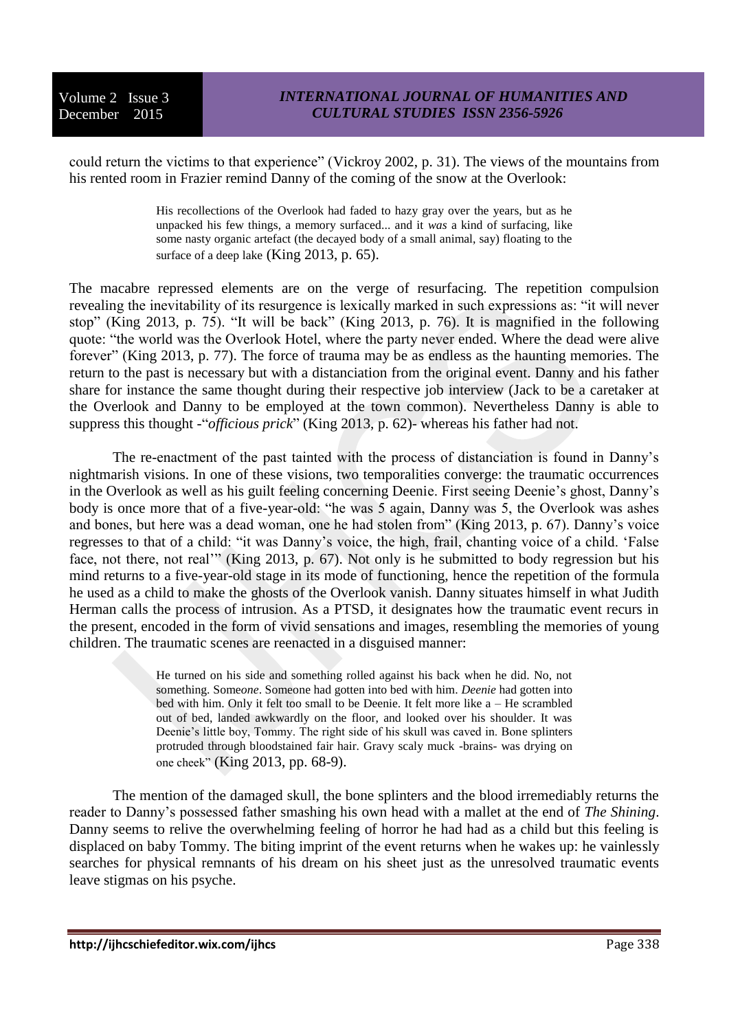could return the victims to that experience" (Vickroy 2002, p. 31). The views of the mountains from his rented room in Frazier remind Danny of the coming of the snow at the Overlook:

> His recollections of the Overlook had faded to hazy gray over the years, but as he unpacked his few things, a memory surfaced... and it *was* a kind of surfacing, like some nasty organic artefact (the decayed body of a small animal, say) floating to the surface of a deep lake (King 2013, p. 65).

The macabre repressed elements are on the verge of resurfacing. The repetition compulsion revealing the inevitability of its resurgence is lexically marked in such expressions as: "it will never stop" (King 2013, p. 75). "It will be back" (King 2013, p. 76). It is magnified in the following quote: "the world was the Overlook Hotel, where the party never ended. Where the dead were alive forever" (King 2013, p. 77). The force of trauma may be as endless as the haunting memories. The return to the past is necessary but with a distanciation from the original event. Danny and his father share for instance the same thought during their respective job interview (Jack to be a caretaker at the Overlook and Danny to be employed at the town common). Nevertheless Danny is able to suppress this thought -"*officious prick*" (King 2013, p. 62)- whereas his father had not.

The re-enactment of the past tainted with the process of distanciation is found in Danny's nightmarish visions. In one of these visions, two temporalities converge: the traumatic occurrences in the Overlook as well as his guilt feeling concerning Deenie. First seeing Deenie's ghost, Danny's body is once more that of a five-year-old: "he was 5 again, Danny was 5, the Overlook was ashes and bones, but here was a dead woman, one he had stolen from" (King 2013, p. 67). Danny's voice regresses to that of a child: "it was Danny's voice, the high, frail, chanting voice of a child. 'False face, not there, not real'" (King 2013, p. 67). Not only is he submitted to body regression but his mind returns to a five-year-old stage in its mode of functioning, hence the repetition of the formula he used as a child to make the ghosts of the Overlook vanish. Danny situates himself in what Judith Herman calls the process of intrusion. As a PTSD, it designates how the traumatic event recurs in the present, encoded in the form of vivid sensations and images, resembling the memories of young children. The traumatic scenes are reenacted in a disguised manner:

> He turned on his side and something rolled against his back when he did. No, not something. Some*one*. Someone had gotten into bed with him. *Deenie* had gotten into bed with him. Only it felt too small to be Deenie. It felt more like a – He scrambled out of bed, landed awkwardly on the floor, and looked over his shoulder. It was Deenie's little boy, Tommy. The right side of his skull was caved in. Bone splinters protruded through bloodstained fair hair. Gravy scaly muck -brains- was drying on one cheek" (King 2013, pp. 68-9).

The mention of the damaged skull, the bone splinters and the blood irremediably returns the reader to Danny's possessed father smashing his own head with a mallet at the end of *The Shining*. Danny seems to relive the overwhelming feeling of horror he had had as a child but this feeling is displaced on baby Tommy. The biting imprint of the event returns when he wakes up: he vainlessly searches for physical remnants of his dream on his sheet just as the unresolved traumatic events leave stigmas on his psyche.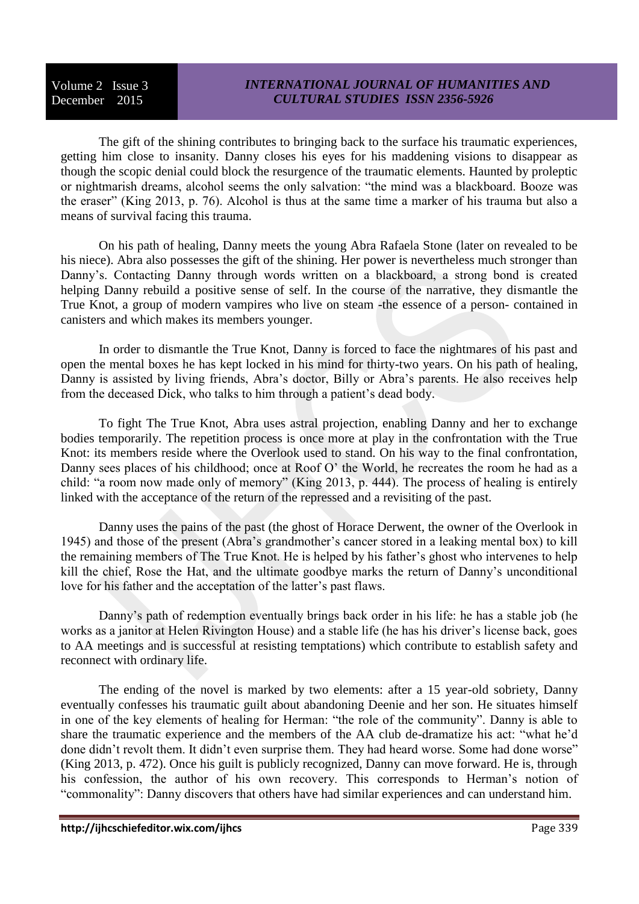The gift of the shining contributes to bringing back to the surface his traumatic experiences, getting him close to insanity. Danny closes his eyes for his maddening visions to disappear as though the scopic denial could block the resurgence of the traumatic elements. Haunted by proleptic or nightmarish dreams, alcohol seems the only salvation: "the mind was a blackboard. Booze was the eraser" (King 2013, p. 76). Alcohol is thus at the same time a marker of his trauma but also a means of survival facing this trauma.

On his path of healing, Danny meets the young Abra Rafaela Stone (later on revealed to be his niece). Abra also possesses the gift of the shining. Her power is nevertheless much stronger than Danny's. Contacting Danny through words written on a blackboard, a strong bond is created helping Danny rebuild a positive sense of self. In the course of the narrative, they dismantle the True Knot, a group of modern vampires who live on steam -the essence of a person- contained in canisters and which makes its members younger.

In order to dismantle the True Knot, Danny is forced to face the nightmares of his past and open the mental boxes he has kept locked in his mind for thirty-two years. On his path of healing, Danny is assisted by living friends, Abra's doctor, Billy or Abra's parents. He also receives help from the deceased Dick, who talks to him through a patient's dead body.

To fight The True Knot, Abra uses astral projection, enabling Danny and her to exchange bodies temporarily. The repetition process is once more at play in the confrontation with the True Knot: its members reside where the Overlook used to stand. On his way to the final confrontation, Danny sees places of his childhood; once at Roof O' the World, he recreates the room he had as a child: "a room now made only of memory" (King 2013, p. 444). The process of healing is entirely linked with the acceptance of the return of the repressed and a revisiting of the past.

Danny uses the pains of the past (the ghost of Horace Derwent, the owner of the Overlook in 1945) and those of the present (Abra's grandmother's cancer stored in a leaking mental box) to kill the remaining members of The True Knot. He is helped by his father's ghost who intervenes to help kill the chief, Rose the Hat, and the ultimate goodbye marks the return of Danny's unconditional love for his father and the acceptation of the latter's past flaws.

Danny's path of redemption eventually brings back order in his life: he has a stable job (he works as a janitor at Helen Rivington House) and a stable life (he has his driver's license back, goes to AA meetings and is successful at resisting temptations) which contribute to establish safety and reconnect with ordinary life.

The ending of the novel is marked by two elements: after a 15 year-old sobriety, Danny eventually confesses his traumatic guilt about abandoning Deenie and her son. He situates himself in one of the key elements of healing for Herman: "the role of the community". Danny is able to share the traumatic experience and the members of the AA club de-dramatize his act: "what he'd done didn't revolt them. It didn't even surprise them. They had heard worse. Some had done worse" (King 2013, p. 472). Once his guilt is publicly recognized, Danny can move forward. He is, through his confession, the author of his own recovery. This corresponds to Herman's notion of "commonality": Danny discovers that others have had similar experiences and can understand him.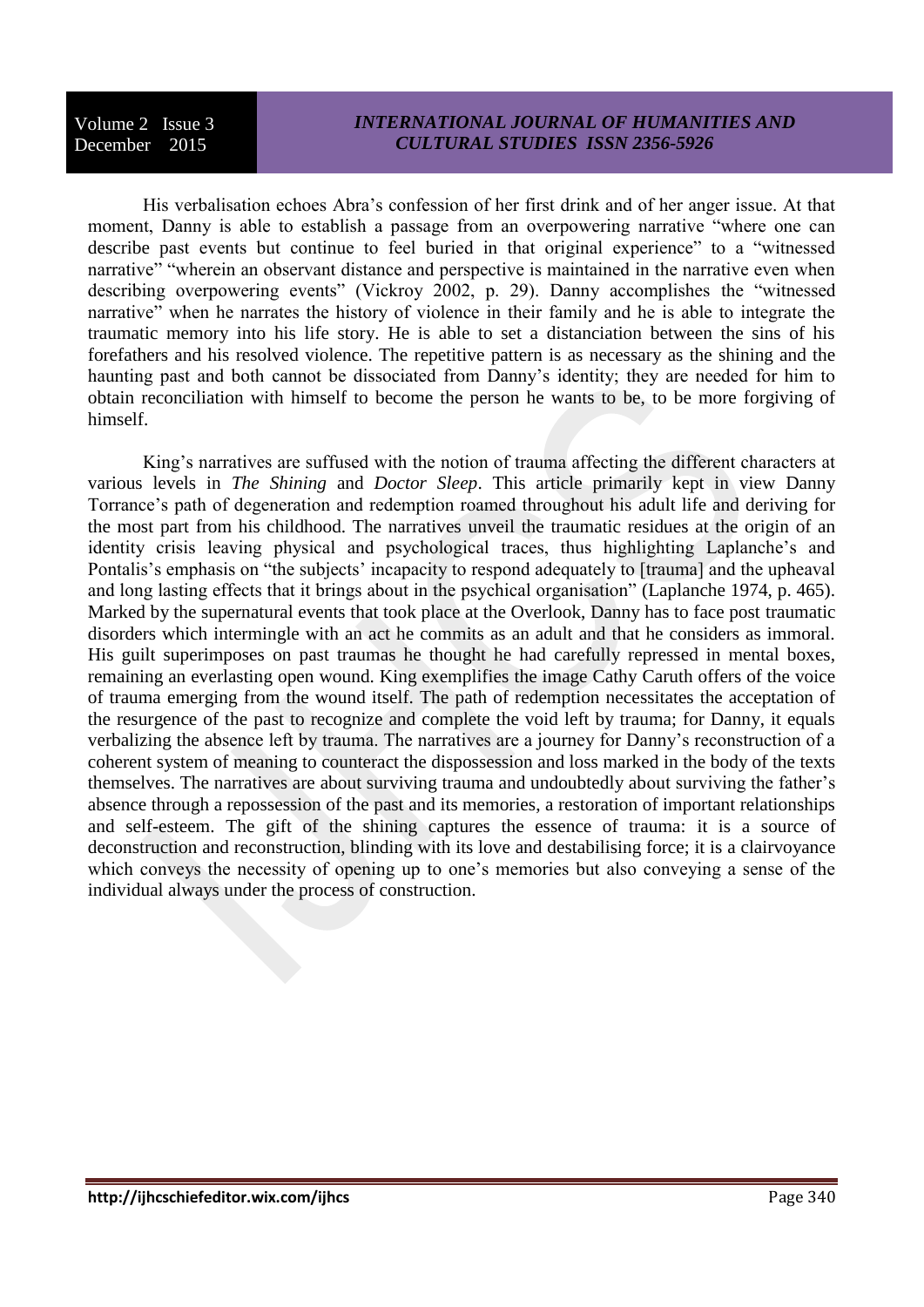His verbalisation echoes Abra's confession of her first drink and of her anger issue. At that moment, Danny is able to establish a passage from an overpowering narrative "where one can describe past events but continue to feel buried in that original experience" to a "witnessed narrative" "wherein an observant distance and perspective is maintained in the narrative even when describing overpowering events" (Vickroy 2002, p. 29). Danny accomplishes the "witnessed narrative" when he narrates the history of violence in their family and he is able to integrate the traumatic memory into his life story. He is able to set a distanciation between the sins of his forefathers and his resolved violence. The repetitive pattern is as necessary as the shining and the haunting past and both cannot be dissociated from Danny's identity; they are needed for him to obtain reconciliation with himself to become the person he wants to be, to be more forgiving of himself.

King's narratives are suffused with the notion of trauma affecting the different characters at various levels in *The Shining* and *Doctor Sleep*. This article primarily kept in view Danny Torrance's path of degeneration and redemption roamed throughout his adult life and deriving for the most part from his childhood. The narratives unveil the traumatic residues at the origin of an identity crisis leaving physical and psychological traces, thus highlighting Laplanche's and Pontalis's emphasis on "the subjects' incapacity to respond adequately to [trauma] and the upheaval and long lasting effects that it brings about in the psychical organisation" (Laplanche 1974, p. 465). Marked by the supernatural events that took place at the Overlook, Danny has to face post traumatic disorders which intermingle with an act he commits as an adult and that he considers as immoral. His guilt superimposes on past traumas he thought he had carefully repressed in mental boxes, remaining an everlasting open wound. King exemplifies the image Cathy Caruth offers of the voice of trauma emerging from the wound itself. The path of redemption necessitates the acceptation of the resurgence of the past to recognize and complete the void left by trauma; for Danny, it equals verbalizing the absence left by trauma. The narratives are a journey for Danny's reconstruction of a coherent system of meaning to counteract the dispossession and loss marked in the body of the texts themselves. The narratives are about surviving trauma and undoubtedly about surviving the father's absence through a repossession of the past and its memories, a restoration of important relationships and self-esteem. The gift of the shining captures the essence of trauma: it is a source of deconstruction and reconstruction, blinding with its love and destabilising force; it is a clairvoyance which conveys the necessity of opening up to one's memories but also conveying a sense of the individual always under the process of construction.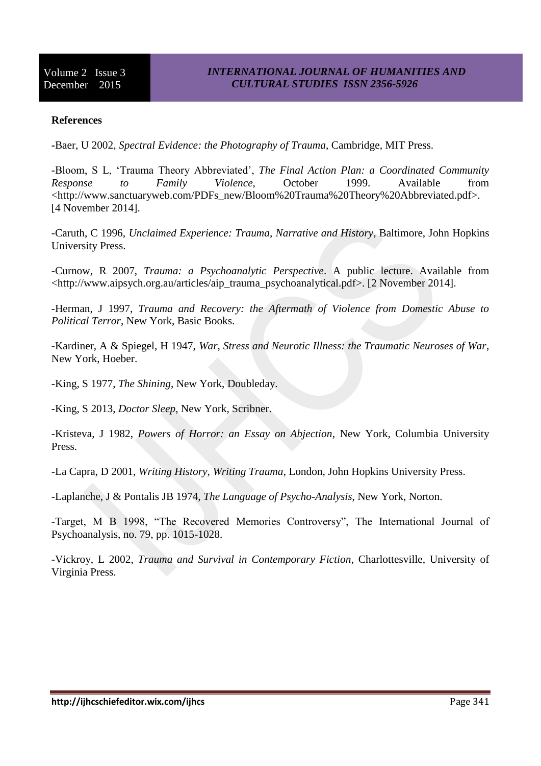**References**

-Baer, U 2002, *Spectral Evidence: the Photography of Trauma*, Cambridge, MIT Press.

-Bloom, S L, 'Trauma Theory Abbreviated', *The Final Action Plan: a Coordinated Community Response to Family Violence*, October 1999. Available from <http://www.sanctuaryweb.com/PDFs_new/Bloom%20Trauma%20Theory%20Abbreviated.pdf>. [4 November 2014].

-Caruth, C 1996, *Unclaimed Experience: Trauma, Narrative and History*, Baltimore, John Hopkins University Press.

-Curnow, R 2007, *Trauma: a Psychoanalytic Perspective*. A public lecture. Available from <http://www.aipsych.org.au/articles/aip_trauma_psychoanalytical.pdf>. [2 November 2014].

-Herman, J 1997, *Trauma and Recovery: the Aftermath of Violence from Domestic Abuse to Political Terror*, New York, Basic Books.

-Kardiner, A & Spiegel, H 1947, *War, Stress and Neurotic Illness: the Traumatic Neuroses of War*, New York, Hoeber.

-King, S 1977, *The Shining*, New York, Doubleday.

-King, S 2013, *Doctor Sleep*, New York, Scribner.

-Kristeva, J 1982, *Powers of Horror: an Essay on Abjection*, New York, Columbia University Press.

-La Capra, D 2001, *Writing History, Writing Trauma*, London, John Hopkins University Press.

-Laplanche, J & Pontalis JB 1974, *The Language of Psycho-Analysis*, New York, Norton.

-Target, M B 1998, "The Recovered Memories Controversy", The International Journal of Psychoanalysis, no. 79, pp. 1015-1028.

-Vickroy, L 2002, *Trauma and Survival in Contemporary Fiction*, Charlottesville, University of Virginia Press.